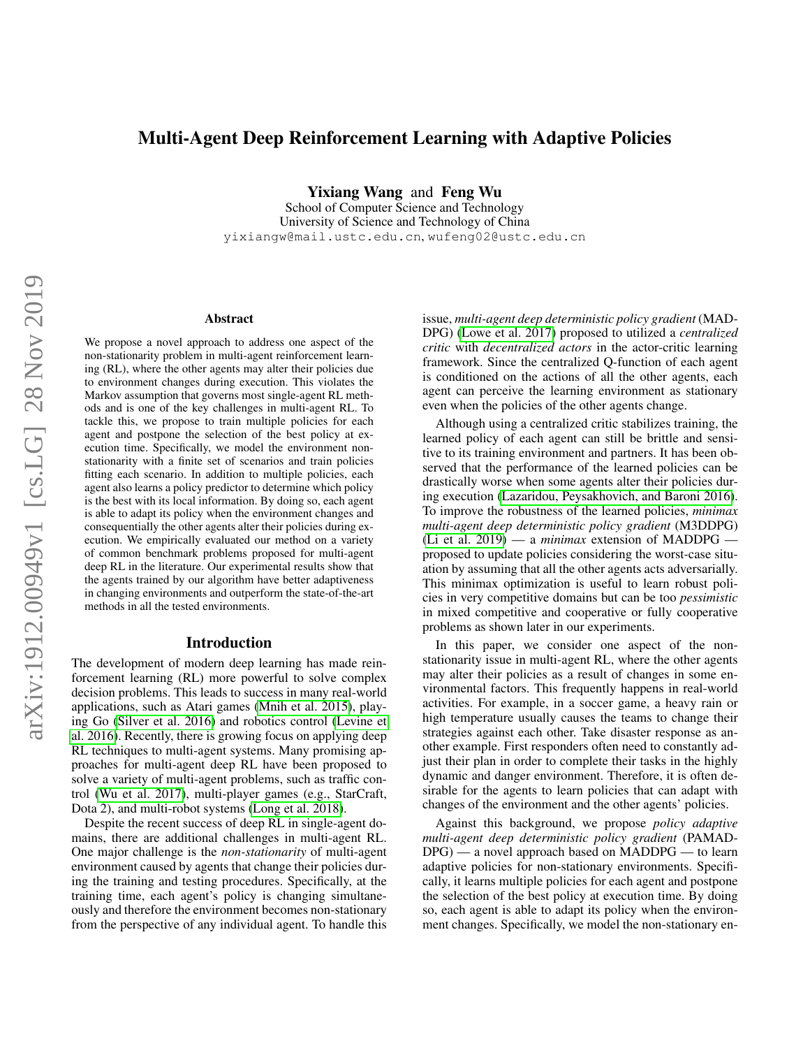# Multi-Agent Deep Reinforcement Learning with Adaptive Policies

**Yixiang Wang** and **Feng Wu**

School of Computer Science and Technology
University of Science and Technology of China
yixiangw@mail.ustc.edu.cn, wufeng02@ustc.edu.cn

## Abstract

We propose a novel approach to address one aspect of the non-stationarity problem in multi-agent reinforcement learning (RL), where the other agents may alter their policies due to environment changes during execution. This violates the Markov assumption that governs most single-agent RL methods and is one of the key challenges in multi-agent RL. To tackle this, we propose to train multiple policies for each agent and postpone the selection of the best policy at execution time. Specifically, we model the environment non-stationarity with a finite set of scenarios and train policies fitting each scenario. In addition to multiple policies, each agent also learns a policy predictor to determine which policy is the best with its local information. By doing so, each agent is able to adapt its policy when the environment changes and consequentially the other agents alter their policies during execution. We empirically evaluated our method on a variety of common benchmark problems proposed for multi-agent deep RL in the literature. Our experimental results show that the agents trained by our algorithm have better adaptiveness in changing environments and outperform the state-of-the-art methods in all the tested environments.

## Introduction

The development of modern deep learning has made reinforcement learning (RL) more powerful to solve complex decision problems. This leads to success in many real-world applications, such as Atari games (Mnih et al. 2015), playing Go (Silver et al. 2016) and robotics control (Levine et al. 2016). Recently, there is growing focus on applying deep RL techniques to multi-agent systems. Many promising approaches for multi-agent deep RL have been proposed to solve a variety of multi-agent problems, such as traffic control (Wu et al. 2017), multi-player games (e.g., StarCraft, Dota 2), and multi-robot systems (Long et al. 2018).

Despite the recent success of deep RL in single-agent domains, there are additional challenges in multi-agent RL. One major challenge is the *non-stationarity* of multi-agent environment caused by agents that change their policies during the training and testing procedures. Specifically, at the training time, each agent's policy is changing simultaneously and therefore the environment becomes non-stationary from the perspective of any individual agent. To handle this issue, *multi-agent deep deterministic policy gradient* (MADDPG) (Lowe et al. 2017) proposed to utilized a *centralized critic* with *decentralized actors* in the actor-critic learning framework. Since the centralized Q-function of each agent is conditioned on the actions of all the other agents, each agent can perceive the learning environment as stationary even when the policies of the other agents change.

Although using a centralized critic stabilizes training, the learned policy of each agent can still be brittle and sensitive to its training environment and partners. It has been observed that the performance of the learned policies can be drastically worse when some agents alter their policies during execution (Lazaridou, Peysakhovich, and Baroni 2016). To improve the robustness of the learned policies, *minimax multi-agent deep deterministic policy gradient* (M3DDPG) (Li et al. 2019) — a *minimax* extension of MADDPG — proposed to update policies considering the worst-case situation by assuming that all the other agents acts adversarially. This minimax optimization is useful to learn robust policies in very competitive domains but can be too *pessimistic* in mixed competitive and cooperative or fully cooperative problems as shown later in our experiments.

In this paper, we consider one aspect of the non-stationarity issue in multi-agent RL, where the other agents may alter their policies as a result of changes in some environmental factors. This frequently happens in real-world activities. For example, in a soccer game, a heavy rain or high temperature usually causes the teams to change their strategies against each other. Take disaster response as another example. First responders often need to constantly adjust their plan in order to complete their tasks in the highly dynamic and danger environment. Therefore, it is often desirable for the agents to learn policies that can adapt with changes of the environment and the other agents' policies.

Against this background, we propose *policy adaptive multi-agent deep deterministic policy gradient* (PAMADDPG) — a novel approach based on MADDPG — to learn adaptive policies for non-stationary environments. Specifically, it learns multiple policies for each agent and postpone the selection of the best policy at execution time. By doing so, each agent is able to adapt its policy when the environment changes. Specifically, we model the non-stationary en-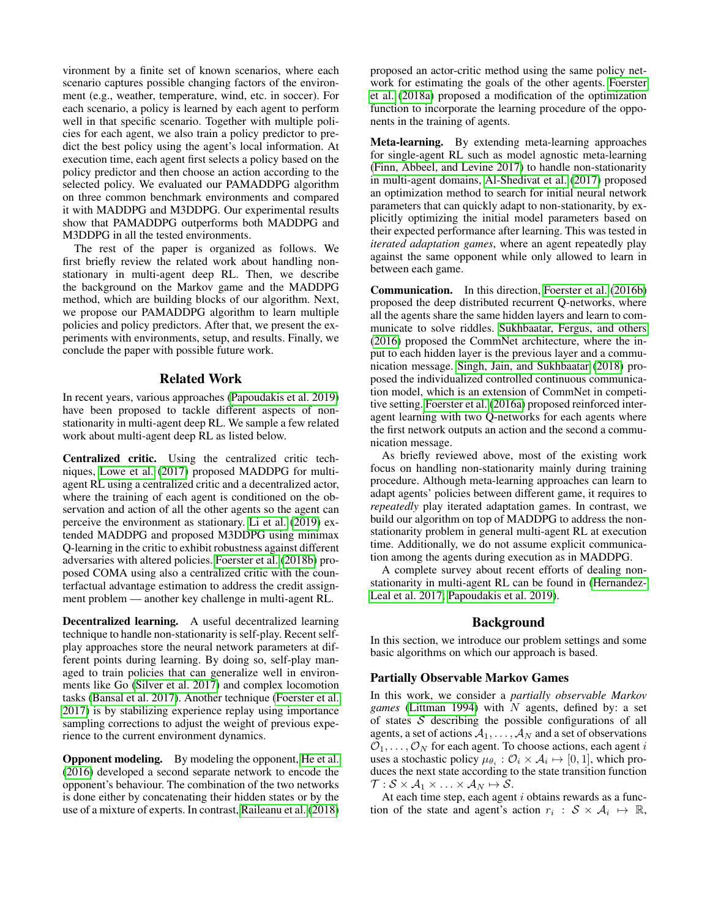vironment by a finite set of known scenarios, where each scenario captures possible changing factors of the environment (e.g., weather, temperature, wind, etc. in soccer). For each scenario, a policy is learned by each agent to perform well in that specific scenario. Together with multiple policies for each agent, we also train a policy predictor to predict the best policy using the agent's local information. At execution time, each agent first selects a policy based on the policy predictor and then choose an action according to the selected policy. We evaluated our PAMADDPG algorithm on three common benchmark environments and compared it with MADDPG and M3DDPG. Our experimental results show that PAMADDPG outperforms both MADDPG and M3DDPG in all the tested environments.

The rest of the paper is organized as follows. We first briefly review the related work about handling nonstationary in multi-agent deep RL. Then, we describe the background on the Markov game and the MADDPG method, which are building blocks of our algorithm. Next, we propose our PAMADDPG algorithm to learn multiple policies and policy predictors. After that, we present the experiments with environments, setup, and results. Finally, we conclude the paper with possible future work.

## Related Work

In recent years, various approaches (Papoudakis et al. 2019) have been proposed to tackle different aspects of nonstationarity in multi-agent deep RL. We sample a few related work about multi-agent deep RL as listed below.

**Centralized critic.** Using the centralized critic techniques, Lowe et al. (2017) proposed MADDPG for multiagent RL using a centralized critic and a decentralized actor, where the training of each agent is conditioned on the observation and action of all the other agents so the agent can perceive the environment as stationary. Li et al. (2019) extended MADDPG and proposed M3DDPG using minimax Q-learning in the critic to exhibit robustness against different adversaries with altered policies. Foerster et al. (2018b) proposed COMA using also a centralized critic with the counterfactual advantage estimation to address the credit assignment problem — another key challenge in multi-agent RL.

**Decentralized learning.** A useful decentralized learning technique to handle non-stationarity is self-play. Recent selfplay approaches store the neural network parameters at different points during learning. By doing so, self-play managed to train policies that can generalize well in environments like Go (Silver et al. 2017) and complex locomotion tasks (Bansal et al. 2017). Another technique (Foerster et al. 2017) is by stabilizing experience replay using importance sampling corrections to adjust the weight of previous experience to the current environment dynamics.

**Opponent modeling.** By modeling the opponent, He et al. (2016) developed a second separate network to encode the opponent's behaviour. The combination of the two networks is done either by concatenating their hidden states or by the use of a mixture of experts. In contrast, Raileanu et al. (2018) proposed an actor-critic method using the same policy network for estimating the goals of the other agents. Foerster et al. (2018a) proposed a modification of the optimization function to incorporate the learning procedure of the opponents in the training of agents.

**Meta-learning.** By extending meta-learning approaches for single-agent RL such as model agnostic meta-learning (Finn, Abbeel, and Levine 2017) to handle non-stationarity in multi-agent domains, Al-Shedivat et al. (2017) proposed an optimization method to search for initial neural network parameters that can quickly adapt to non-stationarity, by explicitly optimizing the initial model parameters based on their expected performance after learning. This was tested in *iterated adaptation games*, where an agent repeatedly play against the same opponent while only allowed to learn in between each game.

**Communication.** In this direction, Foerster et al. (2016b) proposed the deep distributed recurrent Q-networks, where all the agents share the same hidden layers and learn to communicate to solve riddles. Sukhbaatar, Fergus, and others (2016) proposed the CommNet architecture, where the input to each hidden layer is the previous layer and a communication message. Singh, Jain, and Sukhbaatar (2018) proposed the individualized controlled continuous communication model, which is an extension of CommNet in competitive setting. Foerster et al. (2016a) proposed reinforced interagent learning with two Q-networks for each agents where the first network outputs an action and the second a communication message.

As briefly reviewed above, most of the existing work focus on handling non-stationarity mainly during training procedure. Although meta-learning approaches can learn to adapt agents' policies between different game, it requires to *repeatedly* play iterated adaptation games. In contrast, we build our algorithm on top of MADDPG to address the nonstationarity problem in general multi-agent RL at execution time. Additionally, we do not assume explicit communication among the agents during execution as in MADDPG.

A complete survey about recent efforts of dealing nonstationarity in multi-agent RL can be found in (Hernandez-Leal et al. 2017; Papoudakis et al. 2019).

## Background

In this section, we introduce our problem settings and some basic algorithms on which our approach is based.

### Partially Observable Markov Games

In this work, we consider a *partially observable Markov games* (Littman 1994) with $N$ agents, defined by: a set of states $\mathcal{S}$ describing the possible configurations of all agents, a set of actions $\mathcal{A}_1, \ldots, \mathcal{A}_N$ and a set of observations $\mathcal{O}_1, \ldots, \mathcal{O}_N$ for each agent. To choose actions, each agent $i$ uses a stochastic policy $\mu_{\theta_i} : \mathcal{O}_i \times \mathcal{A}_i \mapsto [0, 1]$, which produces the next state according to the state transition function $\mathcal{T} : \mathcal{S} \times \mathcal{A}_1 \times \ldots \times \mathcal{A}_N \mapsto \mathcal{S}$.

At each time step, each agent $i$ obtains rewards as a function of the state and agent's action $r_i : \mathcal{S} \times \mathcal{A}_i \mapsto \mathbb{R}$,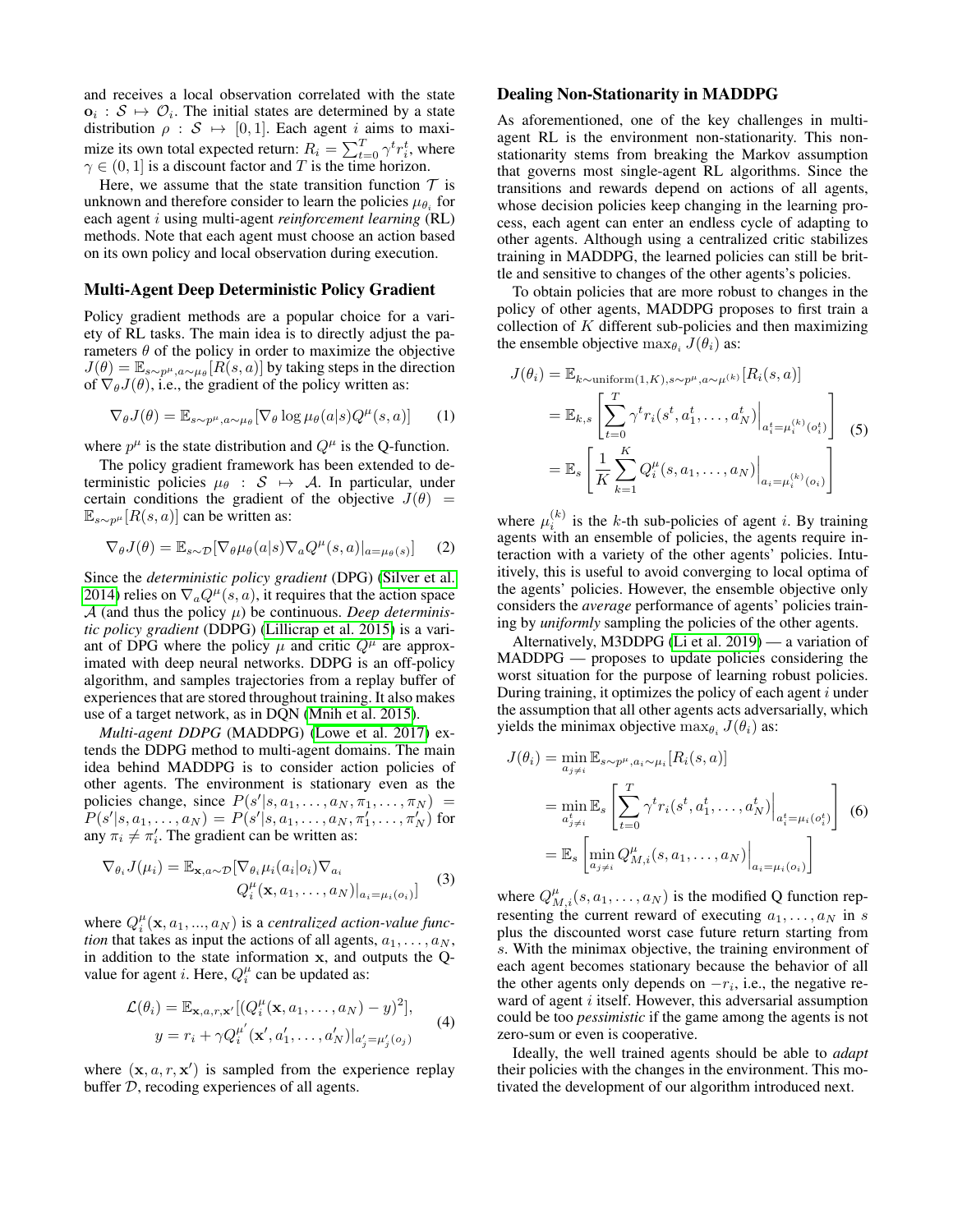and receives a local observation correlated with the state $\mathbf{o}_i : \mathcal{S} \mapsto \mathcal{O}_i$. The initial states are determined by a state distribution $\rho : \mathcal{S} \mapsto [0, 1]$. Each agent $i$ aims to maximize its own total expected return: $R_i = \sum_{t=0}^{T} \gamma^t r_i^t$, where $\gamma \in (0, 1]$ is a discount factor and $T$ is the time horizon.

Here, we assume that the state transition function $\mathcal{T}$ is unknown and therefore consider to learn the policies $\mu_{\theta_i}$ for each agent $i$ using multi-agent *reinforcement learning* (RL) methods. Note that each agent must choose an action based on its own policy and local observation during execution.

## Multi-Agent Deep Deterministic Policy Gradient

Policy gradient methods are a popular choice for a variety of RL tasks. The main idea is to directly adjust the parameters $\theta$ of the policy in order to maximize the objective $J(\theta) = \mathbb{E}_{s\sim p^\mu, a\sim\mu_\theta}[R(s, a)]$ by taking steps in the direction of $\nabla_\theta J(\theta)$, i.e., the gradient of the policy written as:

$$\nabla_\theta J(\theta) = \mathbb{E}_{s\sim p^\mu, a\sim\mu_\theta}[\nabla_\theta \log \mu_\theta(a|s) Q^\mu(s, a)] \tag{1}$$

where $p^\mu$ is the state distribution and $Q^\mu$ is the Q-function.

The policy gradient framework has been extended to deterministic policies $\mu_\theta : \mathcal{S} \mapsto \mathcal{A}$. In particular, under certain conditions the gradient of the objective $J(\theta) = \mathbb{E}_{s\sim p^\mu}[R(s, a)]$ can be written as:

$$\nabla_\theta J(\theta) = \mathbb{E}_{s\sim\mathcal{D}}[\nabla_\theta \mu_\theta(a|s) \nabla_a Q^\mu(s, a)|_{a=\mu_\theta(s)}] \tag{2}$$

Since the *deterministic policy gradient* (DPG) (Silver et al. 2014) relies on $\nabla_a Q^\mu(s, a)$, it requires that the action space $\mathcal{A}$ (and thus the policy $\mu$) be continuous. *Deep deterministic policy gradient* (DDPG) (Lillicrap et al. 2015) is a variant of DPG where the policy $\mu$ and critic $Q^\mu$ are approximated with deep neural networks. DDPG is an off-policy algorithm, and samples trajectories from a replay buffer of experiences that are stored throughout training. It also makes use of a target network, as in DQN (Mnih et al. 2015).

*Multi-agent DDPG* (MADDPG) (Lowe et al. 2017) extends the DDPG method to multi-agent domains. The main idea behind MADDPG is to consider action policies of other agents. The environment is stationary even as the policies change, since $P(s'|s, a_1, \ldots, a_N, \pi_1, \ldots, \pi_N) = P(s'|s, a_1, \ldots, a_N) = P(s'|s, a_1, \ldots, a_N, \pi'_1, \ldots, \pi'_N)$ for any $\pi_i \neq \pi'_i$. The gradient can be written as:

$$\begin{aligned}\nabla_{\theta_i} J(\mu_i) = \mathbb{E}_{\mathbf{x}, a\sim\mathcal{D}}[&\nabla_{\theta_i} \mu_i(a_i|o_i) \nabla_{a_i} \\ &Q_i^\mu(\mathbf{x}, a_1, \ldots, a_N)|_{a_i=\mu_i(o_i)}]\end{aligned} \tag{3}$$

where $Q_i^\mu(\mathbf{x}, a_1, ..., a_N)$ is a *centralized action-value function* that takes as input the actions of all agents, $a_1, \ldots, a_N$, in addition to the state information $\mathbf{x}$, and outputs the Q-value for agent $i$. Here, $Q_i^\mu$ can be updated as:

$$\begin{aligned}\mathcal{L}(\theta_i) &= \mathbb{E}_{\mathbf{x}, a, r, \mathbf{x}'}[(Q_i^\mu(\mathbf{x}, a_1, \ldots, a_N) - y)^2], \\ y &= r_i + \gamma Q_i^{\mu'}(\mathbf{x}', a'_1, \ldots, a'_N)|_{a'_j=\mu'_j(o_j)}\end{aligned} \tag{4}$$

where $(\mathbf{x}, a, r, \mathbf{x}')$ is sampled from the experience replay buffer $\mathcal{D}$, recoding experiences of all agents.

## Dealing Non-Stationarity in MADDPG

As aforementioned, one of the key challenges in multi-agent RL is the environment non-stationarity. This non-stationarity stems from breaking the Markov assumption that governs most single-agent RL algorithms. Since the transitions and rewards depend on actions of all agents, whose decision policies keep changing in the learning process, each agent can enter an endless cycle of adapting to other agents. Although using a centralized critic stabilizes training in MADDPG, the learned policies can still be brittle and sensitive to changes of the other agents's policies.

To obtain policies that are more robust to changes in the policy of other agents, MADDPG proposes to first train a collection of $K$ different sub-policies and then maximizing the ensemble objective $\max_{\theta_i} J(\theta_i)$ as:

$$\begin{aligned}J(\theta_i) &= \mathbb{E}_{k\sim\text{uniform}(1,K), s\sim p^\mu, a\sim\mu^{(k)}}[R_i(s, a)] \\ &= \mathbb{E}_{k,s}\left[\sum_{t=0}^{T} \gamma^t r_i(s^t, a_1^t, \ldots, a_N^t)\Big|_{a_i^t=\mu_i^{(k)}(o_i^t)}\right] \\ &= \mathbb{E}_s\left[\frac{1}{K}\sum_{k=1}^{K} Q_i^\mu(s, a_1, \ldots, a_N)\Big|_{a_i=\mu_i^{(k)}(o_i)}\right]\end{aligned} \tag{5}$$

where $\mu_i^{(k)}$ is the $k$-th sub-policies of agent $i$. By training agents with an ensemble of policies, the agents require interaction with a variety of the other agents' policies. Intuitively, this is useful to avoid converging to local optima of the agents' policies. However, the ensemble objective only considers the *average* performance of agents' policies training by *uniformly* sampling the policies of the other agents.

Alternatively, M3DDPG (Li et al. 2019) — a variation of MADDPG — proposes to update policies considering the worst situation for the purpose of learning robust policies. During training, it optimizes the policy of each agent $i$ under the assumption that all other agents acts adversarially, which yields the minimax objective $\max_{\theta_i} J(\theta_i)$ as:

$$\begin{aligned}J(\theta_i) &= \min_{a_{j\neq i}} \mathbb{E}_{s\sim p^\mu, a_i\sim\mu_i}[R_i(s, a)] \\ &= \min_{a_{j\neq i}^t} \mathbb{E}_s\left[\sum_{t=0}^{T} \gamma^t r_i(s^t, a_1^t, \ldots, a_N^t)\Big|_{a_i^t=\mu_i(o_i^t)}\right] \\ &= \mathbb{E}_s\left[\min_{a_{j\neq i}} Q_{M,i}^\mu(s, a_1, \ldots, a_N)\Big|_{a_i=\mu_i(o_i)}\right]\end{aligned} \tag{6}$$

where $Q_{M,i}^\mu(s, a_1, \ldots, a_N)$ is the modified Q function representing the current reward of executing $a_1, \ldots, a_N$ in $s$ plus the discounted worst case future return starting from $s$. With the minimax objective, the training environment of each agent becomes stationary because the behavior of all the other agents only depends on $-r_i$, i.e., the negative reward of agent $i$ itself. However, this adversarial assumption could be too *pessimistic* if the game among the agents is not zero-sum or even is cooperative.

Ideally, the well trained agents should be able to *adapt* their policies with the changes in the environment. This motivated the development of our algorithm introduced next.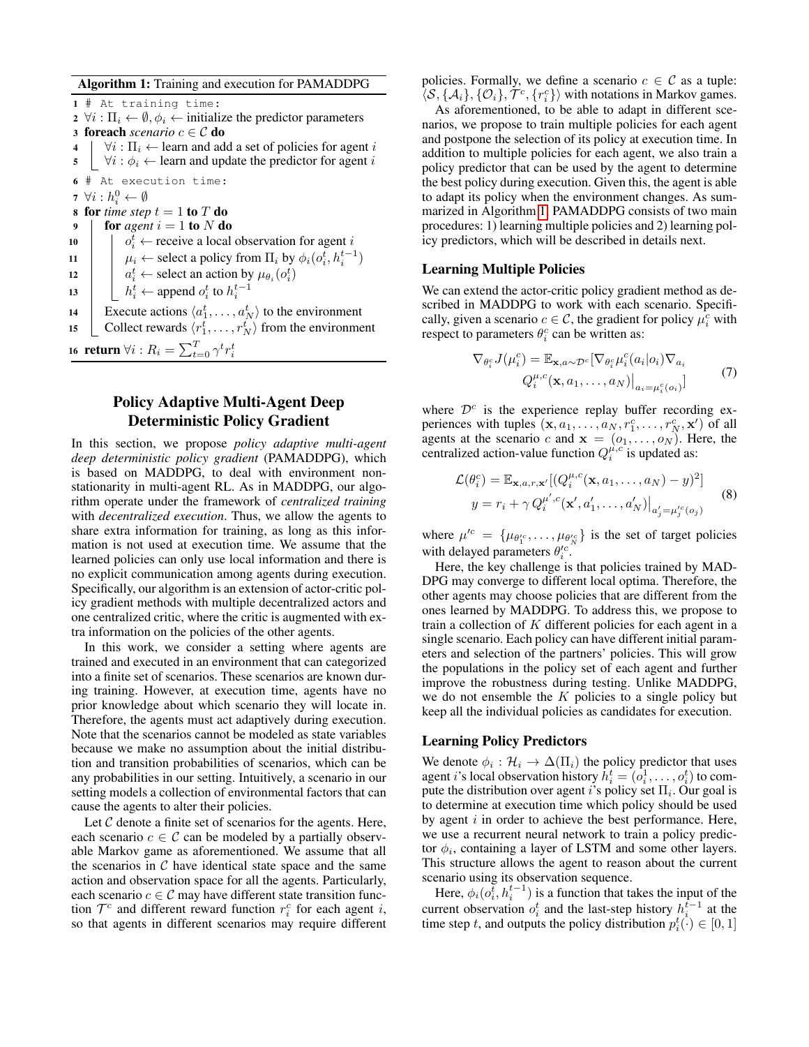**Algorithm 1:** Training and execution for PAMADDPG

```
1  # At training time:
2  ∀i : Π_i ← ∅, φ_i ← initialize the predictor parameters
3  foreach scenario c ∈ C do
4  |   ∀i : Π_i ← learn and add a set of policies for agent i
5  |   ∀i : φ_i ← learn and update the predictor for agent i
6  # At execution time:
7  ∀i : h_i^0 ← ∅
8  for time step t = 1 to T do
9  |   for agent i = 1 to N do
10 |   |   o_i^t ← receive a local observation for agent i
11 |   |   μ_i ← select a policy from Π_i by φ_i(o_i^t, h_i^{t-1})
12 |   |   a_i^t ← select an action by μ_{θ_i}(o_i^t)
13 |   |   h_i^t ← append o_i^t to h_i^{t-1}
14 |   Execute actions ⟨a_1^t, ..., a_N^t⟩ to the environment
15 |   Collect rewards ⟨r_1^t, ..., r_N^t⟩ from the environment
16 return ∀i : R_i = Σ_{t=0}^T γ^t r_i^t
```

## Policy Adaptive Multi-Agent Deep Deterministic Policy Gradient

In this section, we propose *policy adaptive multi-agent deep deterministic policy gradient* (PAMADDPG), which is based on MADDPG, to deal with environment non-stationarity in multi-agent RL. As in MADDPG, our algorithm operate under the framework of *centralized training* with *decentralized execution*. Thus, we allow the agents to share extra information for training, as long as this information is not used at execution time. We assume that the learned policies can only use local information and there is no explicit communication among agents during execution. Specifically, our algorithm is an extension of actor-critic policy gradient methods with multiple decentralized actors and one centralized critic, where the critic is augmented with extra information on the policies of the other agents.

In this work, we consider a setting where agents are trained and executed in an environment that can categorized into a finite set of scenarios. These scenarios are known during training. However, at execution time, agents have no prior knowledge about which scenario they will locate in. Therefore, the agents must act adaptively during execution. Note that the scenarios cannot be modeled as state variables because we make no assumption about the initial distribution and transition probabilities of scenarios, which can be any probabilities in our setting. Intuitively, a scenario in our setting models a collection of environmental factors that can cause the agents to alter their policies.

Let $\mathcal{C}$ denote a finite set of scenarios for the agents. Here, each scenario $c \in \mathcal{C}$ can be modeled by a partially observable Markov game as aforementioned. We assume that all the scenarios in $\mathcal{C}$ have identical state space and the same action and observation space for all the agents. Particularly, each scenario $c \in \mathcal{C}$ may have different state transition function $\mathcal{T}^c$ and different reward function $r_i^c$ for each agent $i$, so that agents in different scenarios may require different policies. Formally, we define a scenario $c \in \mathcal{C}$ as a tuple: $\langle \mathcal{S}, \{\mathcal{A}_i\}, \{\mathcal{O}_i\}, \mathcal{T}^c, \{r_i^c\} \rangle$ with notations in Markov games.

As aforementioned, to be able to adapt in different scenarios, we propose to train multiple policies for each agent and postpone the selection of its policy at execution time. In addition to multiple policies for each agent, we also train a policy predictor that can be used by the agent to determine the best policy during execution. Given this, the agent is able to adapt its policy when the environment changes. As summarized in Algorithm 1, PAMADDPG consists of two main procedures: 1) learning multiple policies and 2) learning policy predictors, which will be described in details next.

### Learning Multiple Policies

We can extend the actor-critic policy gradient method as described in MADDPG to work with each scenario. Specifically, given a scenario $c \in \mathcal{C}$, the gradient for policy $\mu_i^c$ with respect to parameters $\theta_i^c$ can be written as:

$$\begin{aligned} \nabla_{\theta_i^c} J(\mu_i^c) = \mathbb{E}_{\mathbf{x}, a \sim \mathcal{D}^c}[\nabla_{\theta_i^c} \mu_i^c(a_i|o_i) \nabla_{a_i} \\ Q_i^{\mu,c}(\mathbf{x}, a_1, \dots, a_N)\big|_{a_i = \mu_i^c(o_i)}] \end{aligned} \tag{7}$$

where $\mathcal{D}^c$ is the experience replay buffer recording experiences with tuples $(\mathbf{x}, a_1, \dots, a_N, r_1^c, \dots, r_N^c, \mathbf{x}')$ of all agents at the scenario $c$ and $\mathbf{x} = (o_1, \dots, o_N)$. Here, the centralized action-value function $Q_i^{\mu,c}$ is updated as:

$$\begin{aligned} \mathcal{L}(\theta_i^c) = \mathbb{E}_{\mathbf{x}, a, r, \mathbf{x}'}[(Q_i^{\mu,c}(\mathbf{x}, a_1, \dots, a_N) - y)^2] \\ y = r_i + \gamma\, Q_i^{\mu',c}(\mathbf{x}', a_1', \dots, a_N')\big|_{a_j' = \mu_j'^c(o_j)} \end{aligned} \tag{8}$$

where $\mu'^c = \{\mu_{\theta_1'^c}, \dots, \mu_{\theta_N'^c}\}$ is the set of target policies with delayed parameters $\theta_i'^c$.

Here, the key challenge is that policies trained by MADPG may converge to different local optima. Therefore, the other agents may choose policies that are different from the ones learned by MADDPG. To address this, we propose to train a collection of $K$ different policies for each agent in a single scenario. Each policy can have different initial parameters and selection of the partners' policies. This will grow the populations in the policy set of each agent and further improve the robustness during testing. Unlike MADDPG, we do not ensemble the $K$ policies to a single policy but keep all the individual policies as candidates for execution.

### Learning Policy Predictors

We denote $\phi_i : \mathcal{H}_i \to \Delta(\Pi_i)$ the policy predictor that uses agent $i$'s local observation history $h_i^t = (o_i^1, \dots, o_i^t)$ to compute the distribution over agent $i$'s policy set $\Pi_i$. Our goal is to determine at execution time which policy should be used by agent $i$ in order to achieve the best performance. Here, we use a recurrent neural network to train a policy predictor $\phi_i$, containing a layer of LSTM and some other layers. This structure allows the agent to reason about the current scenario using its observation sequence.

Here, $\phi_i(o_i^t, h_i^{t-1})$ is a function that takes the input of the current observation $o_i^t$ and the last-step history $h_i^{t-1}$ at the time step $t$, and outputs the policy distribution $p_i^t(\cdot) \in [0, 1]$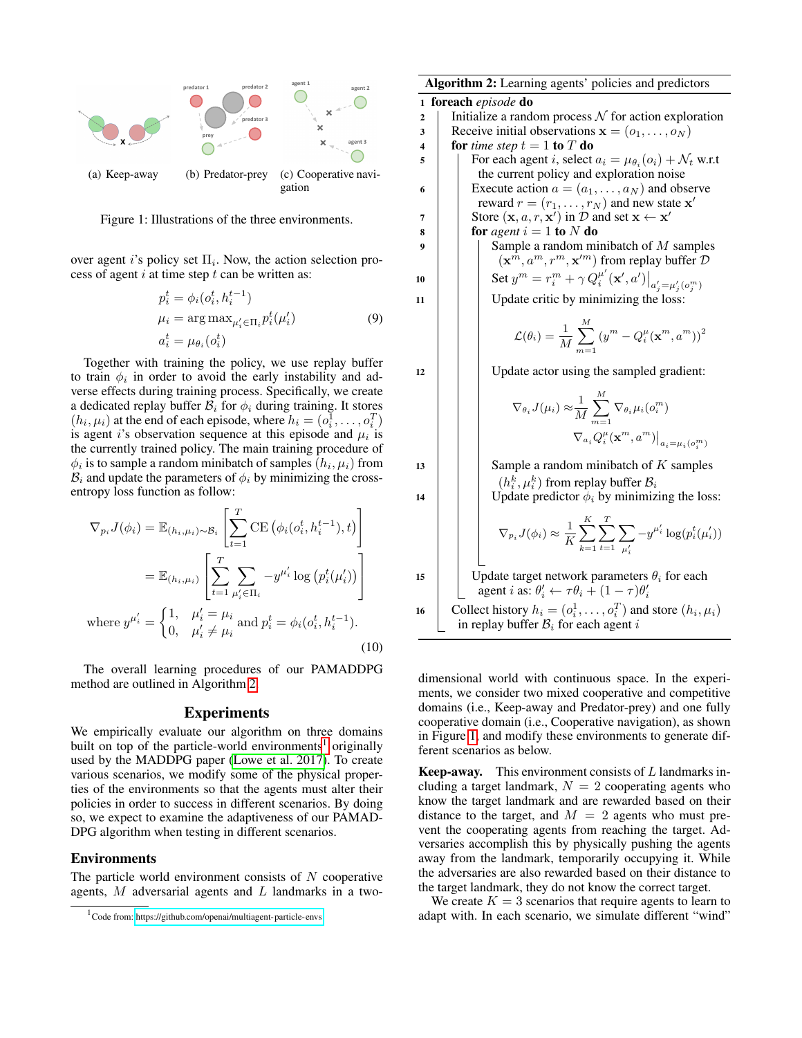(a) Keep-away (b) Predator-prey (c) Cooperative navigation

Figure 1: Illustrations of the three environments.

over agent $i$'s policy set $\Pi_i$. Now, the action selection process of agent $i$ at time step $t$ can be written as:

$$
\begin{aligned}
p_i^t &= \phi_i(o_i^t, h_i^{t-1}) \\
\mu_i &= \arg\max_{\mu_i' \in \Pi_i} p_i^t(\mu_i') \\
a_i^t &= \mu_{\theta_i}(o_i^t)
\end{aligned} \tag{9}
$$

Together with training the policy, we use replay buffer to train $\phi_i$ in order to avoid the early instability and adverse effects during training process. Specifically, we create a dedicated replay buffer $\mathcal{B}_i$ for $\phi_i$ during training. It stores $(h_i, \mu_i)$ at the end of each episode, where $h_i = (o_i^1, \ldots, o_i^T)$ is agent $i$'s observation sequence at this episode and $\mu_i$ is the currently trained policy. The main training procedure of $\phi_i$ is to sample a random minibatch of samples $(h_i, \mu_i)$ from $\mathcal{B}_i$ and update the parameters of $\phi_i$ by minimizing the cross-entropy loss function as follow:

$$
\begin{aligned}
\nabla_{p_i} J(\phi_i) &= \mathbb{E}_{(h_i,\mu_i)\sim\mathcal{B}_i}\left[\sum_{t=1}^{T} \mathrm{CE}\left(\phi_i(o_i^t, h_i^{t-1}), t\right)\right] \\
&= \mathbb{E}_{(h_i,\mu_i)}\left[\sum_{t=1}^{T} \sum_{\mu_i' \in \Pi_i} -y^{\mu_i'} \log\left(p_i^t(\mu_i')\right)\right]
\end{aligned}
$$

$$
\text{where } y^{\mu_i'} = \begin{cases} 1, & \mu_i' = \mu_i \\ 0, & \mu_i' \neq \mu_i \end{cases} \text{ and } p_i^t = \phi_i(o_i^t, h_i^{t-1}). \tag{10}
$$

The overall learning procedures of our PAMADDPG method are outlined in Algorithm 2.

**Algorithm 2:** Learning agents' policies and predictors

1. **foreach** *episode* **do**
2. Initialize a random process $\mathcal{N}$ for action exploration
3. Receive initial observations $\mathbf{x} = (o_1, \ldots, o_N)$
4. **for** *time step* $t = 1$ **to** $T$ **do**
5. For each agent $i$, select $a_i = \mu_{\theta_i}(o_i) + \mathcal{N}_t$ w.r.t the current policy and exploration noise
6. Execute action $a = (a_1, \ldots, a_N)$ and observe reward $r = (r_1, \ldots, r_N)$ and new state $\mathbf{x}'$
7. Store $(\mathbf{x}, a, r, \mathbf{x}')$ in $\mathcal{D}$ and set $\mathbf{x} \leftarrow \mathbf{x}'$
8. **for** *agent* $i = 1$ **to** $N$ **do**
9. Sample a random minibatch of $M$ samples $(\mathbf{x}^m, a^m, r^m, \mathbf{x}'^m)$ from replay buffer $\mathcal{D}$
10. Set $y^m = r_i^m + \gamma\, Q_i^{\mu'}(\mathbf{x}', a')\big|_{a_j' = \mu_j'(o_j^m)}$
11. Update critic by minimizing the loss:
$$\mathcal{L}(\theta_i) = \frac{1}{M}\sum_{m=1}^{M}\left(y^m - Q_i^{\mu}(\mathbf{x}^m, a^m)\right)^2$$
12. Update actor using the sampled gradient:
$$\nabla_{\theta_i} J(\mu_i) \approx \frac{1}{M}\sum_{m=1}^{M} \nabla_{\theta_i}\mu_i(o_i^m) \nabla_{a_i} Q_i^{\mu}(\mathbf{x}^m, a^m)\big|_{a_i=\mu_i(o_i^m)}$$
13. Sample a random minibatch of $K$ samples $(h_i^k, \mu_i^k)$ from replay buffer $\mathcal{B}_i$
14. Update predictor $\phi_i$ by minimizing the loss:
$$\nabla_{p_i} J(\phi_i) \approx \frac{1}{K}\sum_{k=1}^{K}\sum_{t=1}^{T}\sum_{\mu_i'} -y^{\mu_i'} \log(p_i^t(\mu_i'))$$
15. Update target network parameters $\theta_i$ for each agent $i$ as: $\theta_i' \leftarrow \tau\theta_i + (1-\tau)\theta_i'$
16. Collect history $h_i = (o_i^1, \ldots, o_i^T)$ and store $(h_i, \mu_i)$ in replay buffer $\mathcal{B}_i$ for each agent $i$

## Experiments

We empirically evaluate our algorithm on three domains built on top of the particle-world environments[1] originally used by the MADDPG paper (Lowe et al. 2017). To create various scenarios, we modify some of the physical properties of the environments so that the agents must alter their policies in order to success in different scenarios. By doing so, we expect to examine the adaptiveness of our PAMADDPG algorithm when testing in different scenarios.

### Environments

The particle world environment consists of $N$ cooperative agents, $M$ adversarial agents and $L$ landmarks in a two-dimensional world with continuous space. In the experiments, we consider two mixed cooperative and competitive domains (i.e., Keep-away and Predator-prey) and one fully cooperative domain (i.e., Cooperative navigation), as shown in Figure 1, and modify these environments to generate different scenarios as below.

**Keep-away.** This environment consists of $L$ landmarks including a target landmark, $N = 2$ cooperating agents who know the target landmark and are rewarded based on their distance to the target, and $M = 2$ agents who must prevent the cooperating agents from reaching the target. Adversaries accomplish this by physically pushing the agents away from the landmark, temporarily occupying it. While the adversaries are also rewarded based on their distance to the target landmark, they do not know the correct target.

We create $K = 3$ scenarios that require agents to learn to adapt with. In each scenario, we simulate different "wind"

[1] Code from: https://github.com/openai/multiagent-particle-envs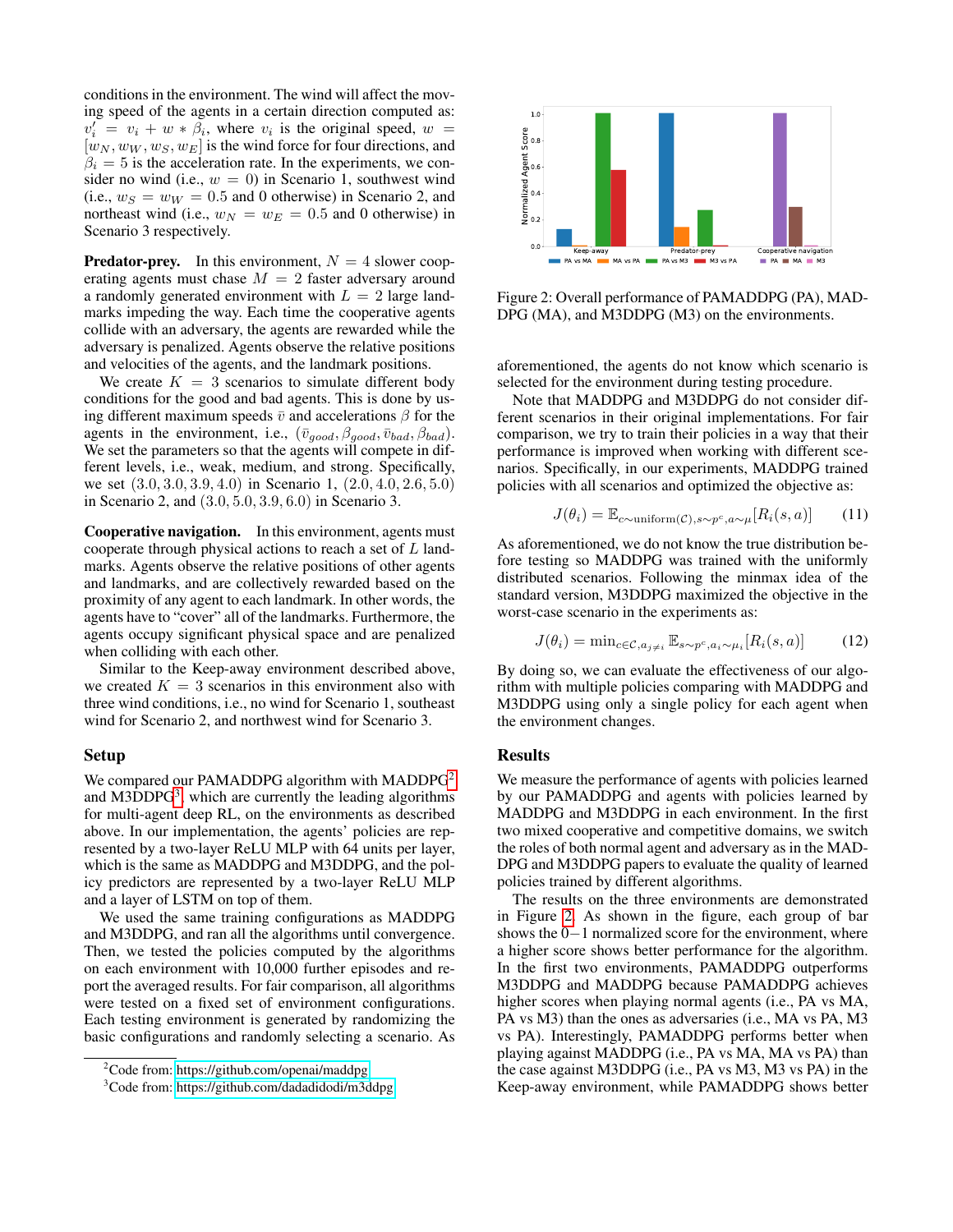conditions in the environment. The wind will affect the moving speed of the agents in a certain direction computed as: $v_i' = v_i + w * \beta_i$, where $v_i$ is the original speed, $w = [w_N, w_W, w_S, w_E]$ is the wind force for four directions, and $\beta_i = 5$ is the acceleration rate. In the experiments, we consider no wind (i.e., $w = 0$) in Scenario 1, southwest wind (i.e., $w_S = w_W = 0.5$ and 0 otherwise) in Scenario 2, and northeast wind (i.e., $w_N = w_E = 0.5$ and 0 otherwise) in Scenario 3 respectively.

**Predator-prey.** In this environment, $N = 4$ slower cooperating agents must chase $M = 2$ faster adversary around a randomly generated environment with $L = 2$ large landmarks impeding the way. Each time the cooperative agents collide with an adversary, the agents are rewarded while the adversary is penalized. Agents observe the relative positions and velocities of the agents, and the landmark positions.

We create $K = 3$ scenarios to simulate different body conditions for the good and bad agents. This is done by using different maximum speeds $\bar{v}$ and accelerations $\beta$ for the agents in the environment, i.e., $(\bar{v}_{good}, \beta_{good}, \bar{v}_{bad}, \beta_{bad})$. We set the parameters so that the agents will compete in different levels, i.e., weak, medium, and strong. Specifically, we set $(3.0, 3.0, 3.9, 4.0)$ in Scenario 1, $(2.0, 4.0, 2.6, 5.0)$ in Scenario 2, and $(3.0, 5.0, 3.9, 6.0)$ in Scenario 3.

**Cooperative navigation.** In this environment, agents must cooperate through physical actions to reach a set of $L$ landmarks. Agents observe the relative positions of other agents and landmarks, and are collectively rewarded based on the proximity of any agent to each landmark. In other words, the agents have to "cover" all of the landmarks. Furthermore, the agents occupy significant physical space and are penalized when colliding with each other.

Similar to the Keep-away environment described above, we created $K = 3$ scenarios in this environment also with three wind conditions, i.e., no wind for Scenario 1, southeast wind for Scenario 2, and northwest wind for Scenario 3.

## Setup

We compared our PAMADDPG algorithm with MADDPG[2] and M3DDPG[3], which are currently the leading algorithms for multi-agent deep RL, on the environments as described above. In our implementation, the agents' policies are represented by a two-layer ReLU MLP with 64 units per layer, which is the same as MADDPG and M3DDPG, and the policy predictors are represented by a two-layer ReLU MLP and a layer of LSTM on top of them.

We used the same training configurations as MADDPG and M3DDPG, and ran all the algorithms until convergence. Then, we tested the policies computed by the algorithms on each environment with 10,000 further episodes and report the averaged results. For fair comparison, all algorithms were tested on a fixed set of environment configurations. Each testing environment is generated by randomizing the basic configurations and randomly selecting a scenario. As aforementioned, the agents do not know which scenario is selected for the environment during testing procedure.

Note that MADDPG and M3DDPG do not consider different scenarios in their original implementations. For fair comparison, we try to train their policies in a way that their performance is improved when working with different scenarios. Specifically, in our experiments, MADDPG trained policies with all scenarios and optimized the objective as:

$$J(\theta_i) = \mathbb{E}_{c\sim \text{uniform}(\mathcal{C}), s\sim p^c, a\sim\mu}[R_i(s, a)] \tag{11}$$

As aforementioned, we do not know the true distribution before testing so MADDPG was trained with the uniformly distributed scenarios. Following the minmax idea of the standard version, M3DDPG maximized the objective in the worst-case scenario in the experiments as:

$$J(\theta_i) = \min_{c\in\mathcal{C}, a_{j\neq i}} \mathbb{E}_{s\sim p^c, a_i\sim\mu_i}[R_i(s, a)] \tag{12}$$

By doing so, we can evaluate the effectiveness of our algorithm with multiple policies comparing with MADDPG and M3DDPG using only a single policy for each agent when the environment changes.

Figure 2: Overall performance of PAMADDPG (PA), MADDPG (MA), and M3DDPG (M3) on the environments.

## Results

We measure the performance of agents with policies learned by our PAMADDPG and agents with policies learned by MADDPG and M3DDPG in each environment. In the first two mixed cooperative and competitive domains, we switch the roles of both normal agent and adversary as in the MADDPG and M3DDPG papers to evaluate the quality of learned policies trained by different algorithms.

The results on the three environments are demonstrated in Figure 2. As shown in the figure, each group of bar shows the $0-1$ normalized score for the environment, where a higher score shows better performance for the algorithm. In the first two environments, PAMADDPG outperforms M3DDPG and MADDPG because PAMADDPG achieves higher scores when playing normal agents (i.e., PA vs MA, PA vs M3) than the ones as adversaries (i.e., MA vs PA, M3 vs PA). Interestingly, PAMADDPG performs better when playing against MADDPG (i.e., PA vs MA, MA vs PA) than the case against M3DDPG (i.e., PA vs M3, M3 vs PA) in the Keep-away environment, while PAMADDPG shows better

[2] Code from: https://github.com/openai/maddpg

[3] Code from: https://github.com/dadadidodi/m3ddpg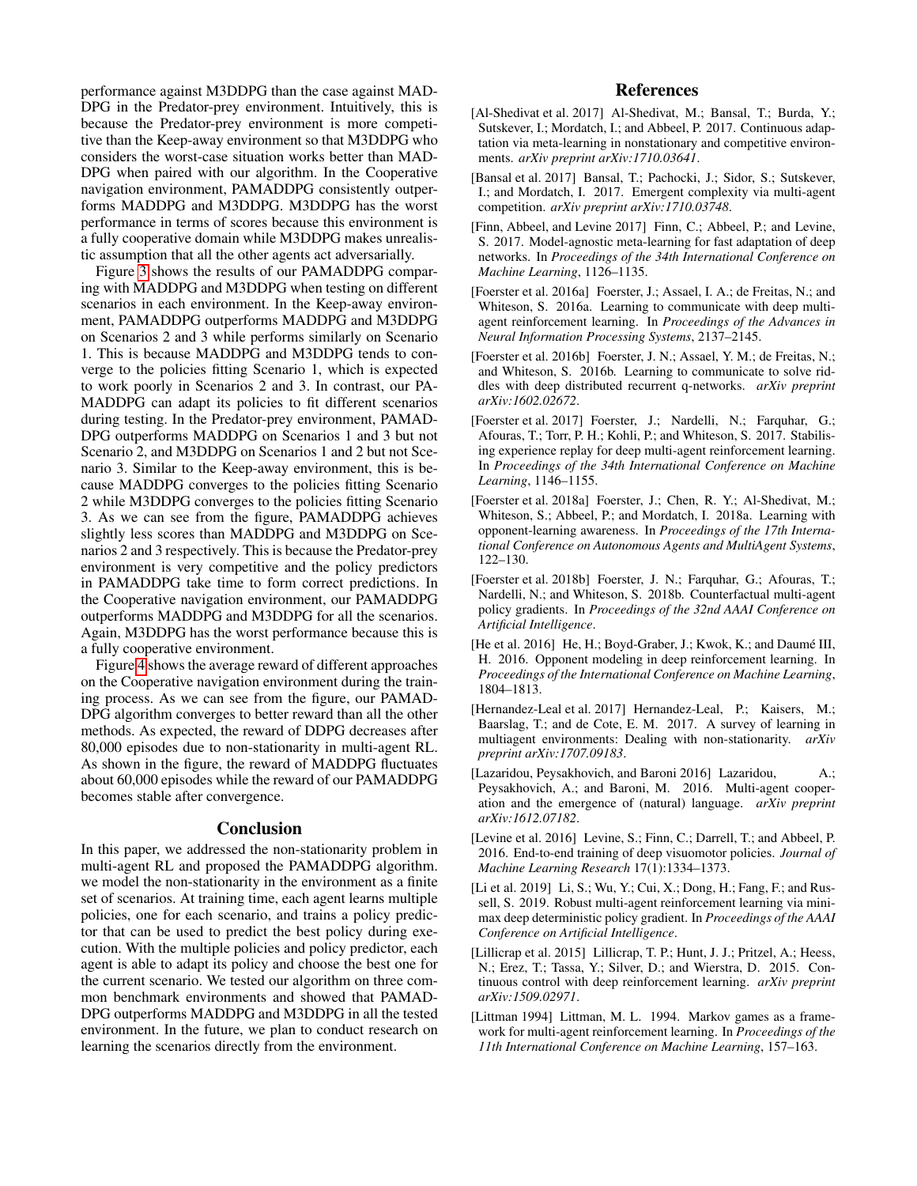performance against M3DDPG than the case against MADDPG in the Predator-prey environment. Intuitively, this is because the Predator-prey environment is more competitive than the Keep-away environment so that M3DDPG who considers the worst-case situation works better than MADDPG when paired with our algorithm. In the Cooperative navigation environment, PAMADDPG consistently outperforms MADDPG and M3DDPG. M3DDPG has the worst performance in terms of scores because this environment is a fully cooperative domain while M3DDPG makes unrealistic assumption that all the other agents act adversarially.

Figure 3 shows the results of our PAMADDPG comparing with MADDPG and M3DDPG when testing on different scenarios in each environment. In the Keep-away environment, PAMADDPG outperforms MADDPG and M3DDPG on Scenarios 2 and 3 while performs similarly on Scenario 1. This is because MADDPG and M3DDPG tends to converge to the policies fitting Scenario 1, which is expected to work poorly in Scenarios 2 and 3. In contrast, our PAMADDPG can adapt its policies to fit different scenarios during testing. In the Predator-prey environment, PAMADDPG outperforms MADDPG on Scenarios 1 and 3 but not Scenario 2, and M3DDPG on Scenarios 1 and 2 but not Scenario 3. Similar to the Keep-away environment, this is because MADDPG converges to the policies fitting Scenario 2 while M3DDPG converges to the policies fitting Scenario 3. As we can see from the figure, PAMADDPG achieves slightly less scores than MADDPG and M3DDPG on Scenarios 2 and 3 respectively. This is because the Predator-prey environment is very competitive and the policy predictors in PAMADDPG take time to form correct predictions. In the Cooperative navigation environment, our PAMADDPG outperforms MADDPG and M3DDPG for all the scenarios. Again, M3DDPG has the worst performance because this is a fully cooperative environment.

Figure 4 shows the average reward of different approaches on the Cooperative navigation environment during the training process. As we can see from the figure, our PAMADDPG algorithm converges to better reward than all the other methods. As expected, the reward of DDPG decreases after 80,000 episodes due to non-stationarity in multi-agent RL. As shown in the figure, the reward of MADDPG fluctuates about 60,000 episodes while the reward of our PAMADDPG becomes stable after convergence.

## Conclusion

In this paper, we addressed the non-stationarity problem in multi-agent RL and proposed the PAMADDPG algorithm. we model the non-stationarity in the environment as a finite set of scenarios. At training time, each agent learns multiple policies, one for each scenario, and trains a policy predictor that can be used to predict the best policy during execution. With the multiple policies and policy predictor, each agent is able to adapt its policy and choose the best one for the current scenario. We tested our algorithm on three common benchmark environments and showed that PAMADDPG outperforms MADDPG and M3DDPG in all the tested environment. In the future, we plan to conduct research on learning the scenarios directly from the environment.

## References

[Al-Shedivat et al. 2017] Al-Shedivat, M.; Bansal, T.; Burda, Y.; Sutskever, I.; Mordatch, I.; and Abbeel, P. 2017. Continuous adaptation via meta-learning in nonstationary and competitive environments. *arXiv preprint arXiv:1710.03641*.

[Bansal et al. 2017] Bansal, T.; Pachocki, J.; Sidor, S.; Sutskever, I.; and Mordatch, I. 2017. Emergent complexity via multi-agent competition. *arXiv preprint arXiv:1710.03748*.

[Finn, Abbeel, and Levine 2017] Finn, C.; Abbeel, P.; and Levine, S. 2017. Model-agnostic meta-learning for fast adaptation of deep networks. In *Proceedings of the 34th International Conference on Machine Learning*, 1126–1135.

[Foerster et al. 2016a] Foerster, J.; Assael, I. A.; de Freitas, N.; and Whiteson, S. 2016a. Learning to communicate with deep multi-agent reinforcement learning. In *Proceedings of the Advances in Neural Information Processing Systems*, 2137–2145.

[Foerster et al. 2016b] Foerster, J. N.; Assael, Y. M.; de Freitas, N.; and Whiteson, S. 2016b. Learning to communicate to solve riddles with deep distributed recurrent q-networks. *arXiv preprint arXiv:1602.02672*.

[Foerster et al. 2017] Foerster, J.; Nardelli, N.; Farquhar, G.; Afouras, T.; Torr, P. H.; Kohli, P.; and Whiteson, S. 2017. Stabilising experience replay for deep multi-agent reinforcement learning. In *Proceedings of the 34th International Conference on Machine Learning*, 1146–1155.

[Foerster et al. 2018a] Foerster, J.; Chen, R. Y.; Al-Shedivat, M.; Whiteson, S.; Abbeel, P.; and Mordatch, I. 2018a. Learning with opponent-learning awareness. In *Proceedings of the 17th International Conference on Autonomous Agents and MultiAgent Systems*, 122–130.

[Foerster et al. 2018b] Foerster, J. N.; Farquhar, G.; Afouras, T.; Nardelli, N.; and Whiteson, S. 2018b. Counterfactual multi-agent policy gradients. In *Proceedings of the 32nd AAAI Conference on Artificial Intelligence*.

[He et al. 2016] He, H.; Boyd-Graber, J.; Kwok, K.; and Daumé III, H. 2016. Opponent modeling in deep reinforcement learning. In *Proceedings of the International Conference on Machine Learning*, 1804–1813.

[Hernandez-Leal et al. 2017] Hernandez-Leal, P.; Kaisers, M.; Baarslag, T.; and de Cote, E. M. 2017. A survey of learning in multiagent environments: Dealing with non-stationarity. *arXiv preprint arXiv:1707.09183*.

[Lazaridou, Peysakhovich, and Baroni 2016] Lazaridou, A.; Peysakhovich, A.; and Baroni, M. 2016. Multi-agent cooperation and the emergence of (natural) language. *arXiv preprint arXiv:1612.07182*.

[Levine et al. 2016] Levine, S.; Finn, C.; Darrell, T.; and Abbeel, P. 2016. End-to-end training of deep visuomotor policies. *Journal of Machine Learning Research* 17(1):1334–1373.

[Li et al. 2019] Li, S.; Wu, Y.; Cui, X.; Dong, H.; Fang, F.; and Russell, S. 2019. Robust multi-agent reinforcement learning via minimax deep deterministic policy gradient. In *Proceedings of the AAAI Conference on Artificial Intelligence*.

[Lillicrap et al. 2015] Lillicrap, T. P.; Hunt, J. J.; Pritzel, A.; Heess, N.; Erez, T.; Tassa, Y.; Silver, D.; and Wierstra, D. 2015. Continuous control with deep reinforcement learning. *arXiv preprint arXiv:1509.02971*.

[Littman 1994] Littman, M. L. 1994. Markov games as a framework for multi-agent reinforcement learning. In *Proceedings of the 11th International Conference on Machine Learning*, 157–163.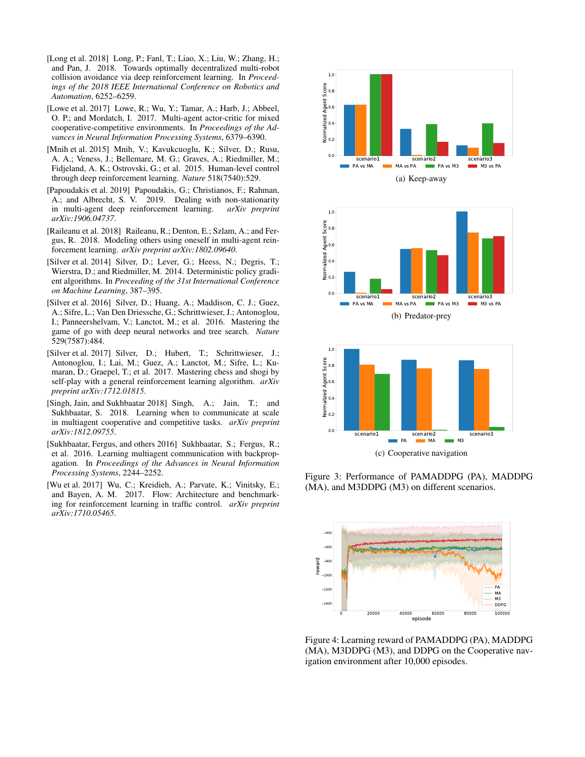[Long et al. 2018] Long, P.; Fanl, T.; Liao, X.; Liu, W.; Zhang, H.; and Pan, J. 2018. Towards optimally decentralized multi-robot collision avoidance via deep reinforcement learning. In *Proceedings of the 2018 IEEE International Conference on Robotics and Automation*, 6252–6259.

[Lowe et al. 2017] Lowe, R.; Wu, Y.; Tamar, A.; Harb, J.; Abbeel, O. P.; and Mordatch, I. 2017. Multi-agent actor-critic for mixed cooperative-competitive environments. In *Proceedings of the Advances in Neural Information Processing Systems*, 6379–6390.

[Mnih et al. 2015] Mnih, V.; Kavukcuoglu, K.; Silver, D.; Rusu, A. A.; Veness, J.; Bellemare, M. G.; Graves, A.; Riedmiller, M.; Fidjeland, A. K.; Ostrovski, G.; et al. 2015. Human-level control through deep reinforcement learning. *Nature* 518(7540):529.

[Papoudakis et al. 2019] Papoudakis, G.; Christianos, F.; Rahman, A.; and Albrecht, S. V. 2019. Dealing with non-stationarity in multi-agent deep reinforcement learning. *arXiv preprint arXiv:1906.04737*.

[Raileanu et al. 2018] Raileanu, R.; Denton, E.; Szlam, A.; and Fergus, R. 2018. Modeling others using oneself in multi-agent reinforcement learning. *arXiv preprint arXiv:1802.09640*.

[Silver et al. 2014] Silver, D.; Lever, G.; Heess, N.; Degris, T.; Wierstra, D.; and Riedmiller, M. 2014. Deterministic policy gradient algorithms. In *Proceeding of the 31st International Conference on Machine Learning*, 387–395.

[Silver et al. 2016] Silver, D.; Huang, A.; Maddison, C. J.; Guez, A.; Sifre, L.; Van Den Driessche, G.; Schrittwieser, J.; Antonoglou, I.; Panneershelvam, V.; Lanctot, M.; et al. 2016. Mastering the game of go with deep neural networks and tree search. *Nature* 529(7587):484.

[Silver et al. 2017] Silver, D.; Hubert, T.; Schrittwieser, J.; Antonoglou, I.; Lai, M.; Guez, A.; Lanctot, M.; Sifre, L.; Kumaran, D.; Graepel, T.; et al. 2017. Mastering chess and shogi by self-play with a general reinforcement learning algorithm. *arXiv preprint arXiv:1712.01815*.

[Singh, Jain, and Sukhbaatar 2018] Singh, A.; Jain, T.; and Sukhbaatar, S. 2018. Learning when to communicate at scale in multiagent cooperative and competitive tasks. *arXiv preprint arXiv:1812.09755*.

[Sukhbaatar, Fergus, and others 2016] Sukhbaatar, S.; Fergus, R.; et al. 2016. Learning multiagent communication with backpropagation. In *Proceedings of the Advances in Neural Information Processing Systems*, 2244–2252.

[Wu et al. 2017] Wu, C.; Kreidieh, A.; Parvate, K.; Vinitsky, E.; and Bayen, A. M. 2017. Flow: Architecture and benchmarking for reinforcement learning in traffic control. *arXiv preprint arXiv:1710.05465*.

Normalized Agent Score
1.0
0.8
0.6
0.4
0.2
0.0
scenario1
scenario2
scenario3
PA vs MA
MA vs PA
PA vs M3
M3 vs PA

(a) Keep-away

Normalized Agent Score
1.0
0.8
0.6
0.4
0.2
0.0
scenario1
scenario2
scenario3
PA vs MA
MA vs PA
PA vs M3
M3 vs PA

(b) Predator-prey

Normalized Agent Score
1.0
0.8
0.6
0.4
0.2
0.0
scenario1
scenario2
scenario3
PA
MA
M3

(c) Cooperative navigation

Figure 3: Performance of PAMADDPG (PA), MADDPG (MA), and M3DDPG (M3) on different scenarios.

reward
−400
−600
−800
−1000
−1200
−1400
0
20000
40000
60000
80000
100000
episode
PA
MA
M3
DDPG

Figure 4: Learning reward of PAMADDPG (PA), MADDPG (MA), M3DDPG (M3), and DDPG on the Cooperative navigation environment after 10,000 episodes.